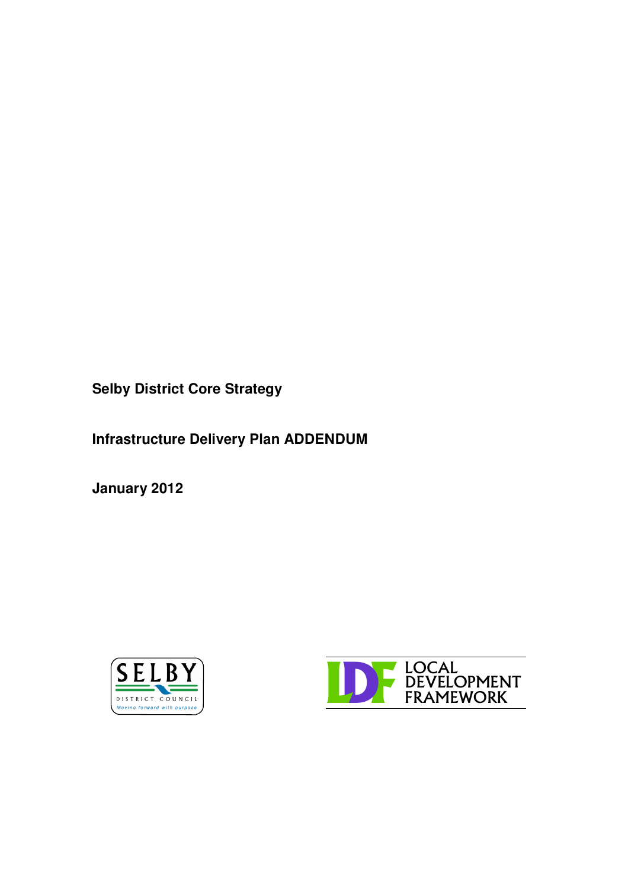# Selby District Core Strategy

## Infrastructure Delivery Plan ADDENDUM

**January 2012**

SELBY DISTRICT COUNCIL
Moving forward with purpose

LDF LOCAL DEVELOPMENT FRAMEWORK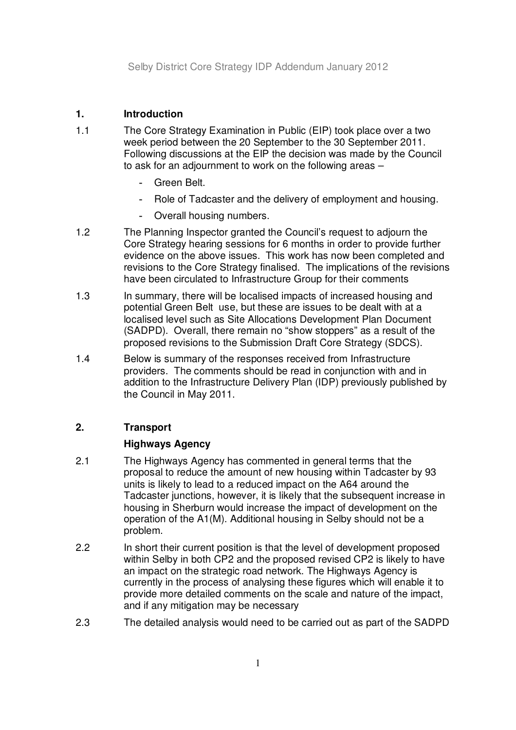## 1. Introduction

1.1 The Core Strategy Examination in Public (EIP) took place over a two week period between the 20 September to the 30 September 2011. Following discussions at the EIP the decision was made by the Council to ask for an adjournment to work on the following areas –

- Green Belt.
- Role of Tadcaster and the delivery of employment and housing.
- Overall housing numbers.

1.2 The Planning Inspector granted the Council's request to adjourn the Core Strategy hearing sessions for 6 months in order to provide further evidence on the above issues. This work has now been completed and revisions to the Core Strategy finalised. The implications of the revisions have been circulated to Infrastructure Group for their comments

1.3 In summary, there will be localised impacts of increased housing and potential Green Belt use, but these are issues to be dealt with at a localised level such as Site Allocations Development Plan Document (SADPD). Overall, there remain no "show stoppers" as a result of the proposed revisions to the Submission Draft Core Strategy (SDCS).

1.4 Below is summary of the responses received from Infrastructure providers. The comments should be read in conjunction with and in addition to the Infrastructure Delivery Plan (IDP) previously published by the Council in May 2011.

## 2. Transport

### Highways Agency

2.1 The Highways Agency has commented in general terms that the proposal to reduce the amount of new housing within Tadcaster by 93 units is likely to lead to a reduced impact on the A64 around the Tadcaster junctions, however, it is likely that the subsequent increase in housing in Sherburn would increase the impact of development on the operation of the A1(M). Additional housing in Selby should not be a problem.

2.2 In short their current position is that the level of development proposed within Selby in both CP2 and the proposed revised CP2 is likely to have an impact on the strategic road network. The Highways Agency is currently in the process of analysing these figures which will enable it to provide more detailed comments on the scale and nature of the impact, and if any mitigation may be necessary

2.3 The detailed analysis would need to be carried out as part of the SADPD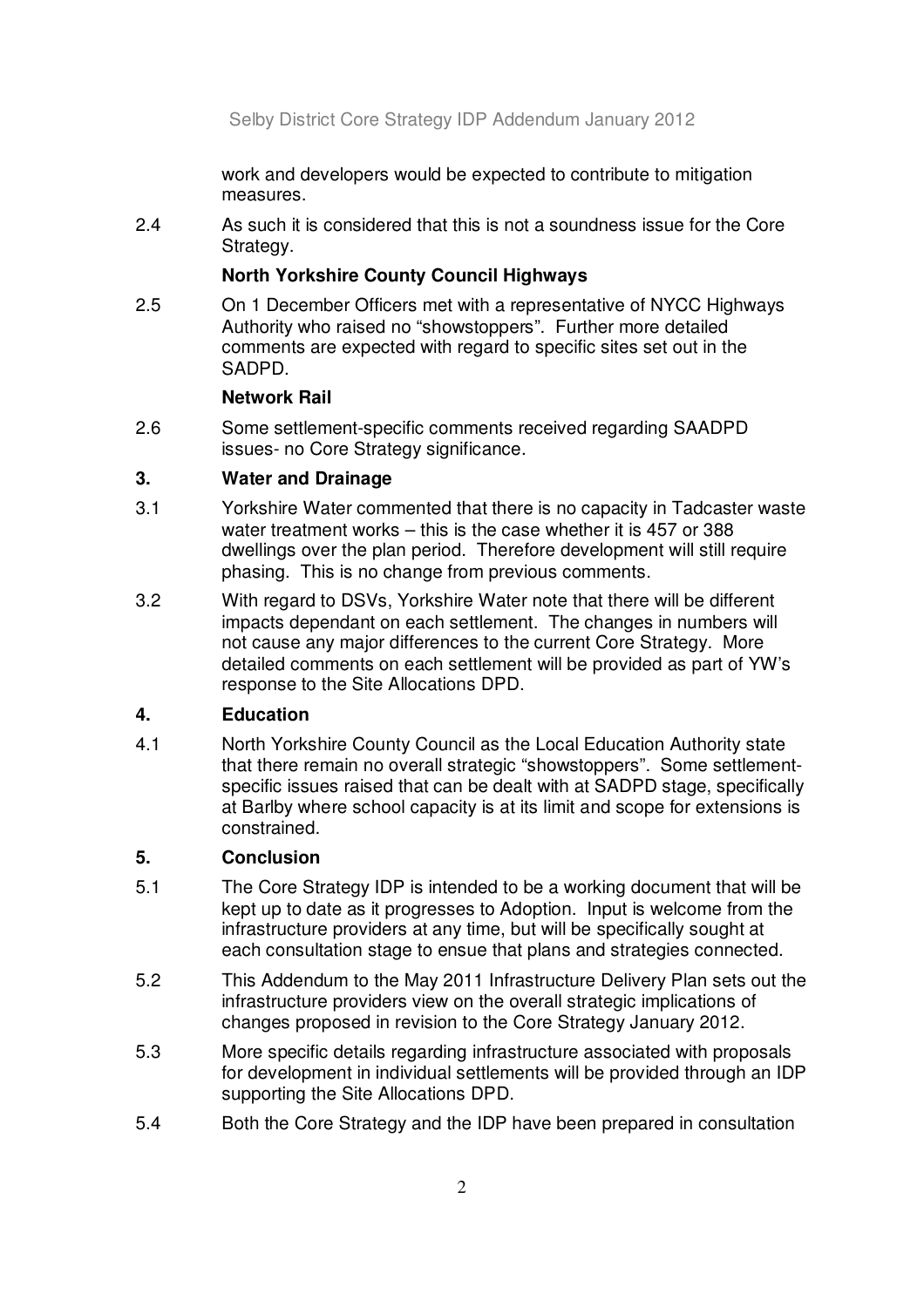work and developers would be expected to contribute to mitigation measures.

2.4 As such it is considered that this is not a soundness issue for the Core Strategy.

**North Yorkshire County Council Highways**

2.5 On 1 December Officers met with a representative of NYCC Highways Authority who raised no "showstoppers". Further more detailed comments are expected with regard to specific sites set out in the SADPD.

**Network Rail**

2.6 Some settlement-specific comments received regarding SAADPD issues- no Core Strategy significance.

## 3. Water and Drainage

3.1 Yorkshire Water commented that there is no capacity in Tadcaster waste water treatment works – this is the case whether it is 457 or 388 dwellings over the plan period. Therefore development will still require phasing. This is no change from previous comments.

3.2 With regard to DSVs, Yorkshire Water note that there will be different impacts dependant on each settlement. The changes in numbers will not cause any major differences to the current Core Strategy. More detailed comments on each settlement will be provided as part of YW's response to the Site Allocations DPD.

## 4. Education

4.1 North Yorkshire County Council as the Local Education Authority state that there remain no overall strategic "showstoppers". Some settlement-specific issues raised that can be dealt with at SADPD stage, specifically at Barlby where school capacity is at its limit and scope for extensions is constrained.

## 5. Conclusion

5.1 The Core Strategy IDP is intended to be a working document that will be kept up to date as it progresses to Adoption. Input is welcome from the infrastructure providers at any time, but will be specifically sought at each consultation stage to ensue that plans and strategies connected.

5.2 This Addendum to the May 2011 Infrastructure Delivery Plan sets out the infrastructure providers view on the overall strategic implications of changes proposed in revision to the Core Strategy January 2012.

5.3 More specific details regarding infrastructure associated with proposals for development in individual settlements will be provided through an IDP supporting the Site Allocations DPD.

5.4 Both the Core Strategy and the IDP have been prepared in consultation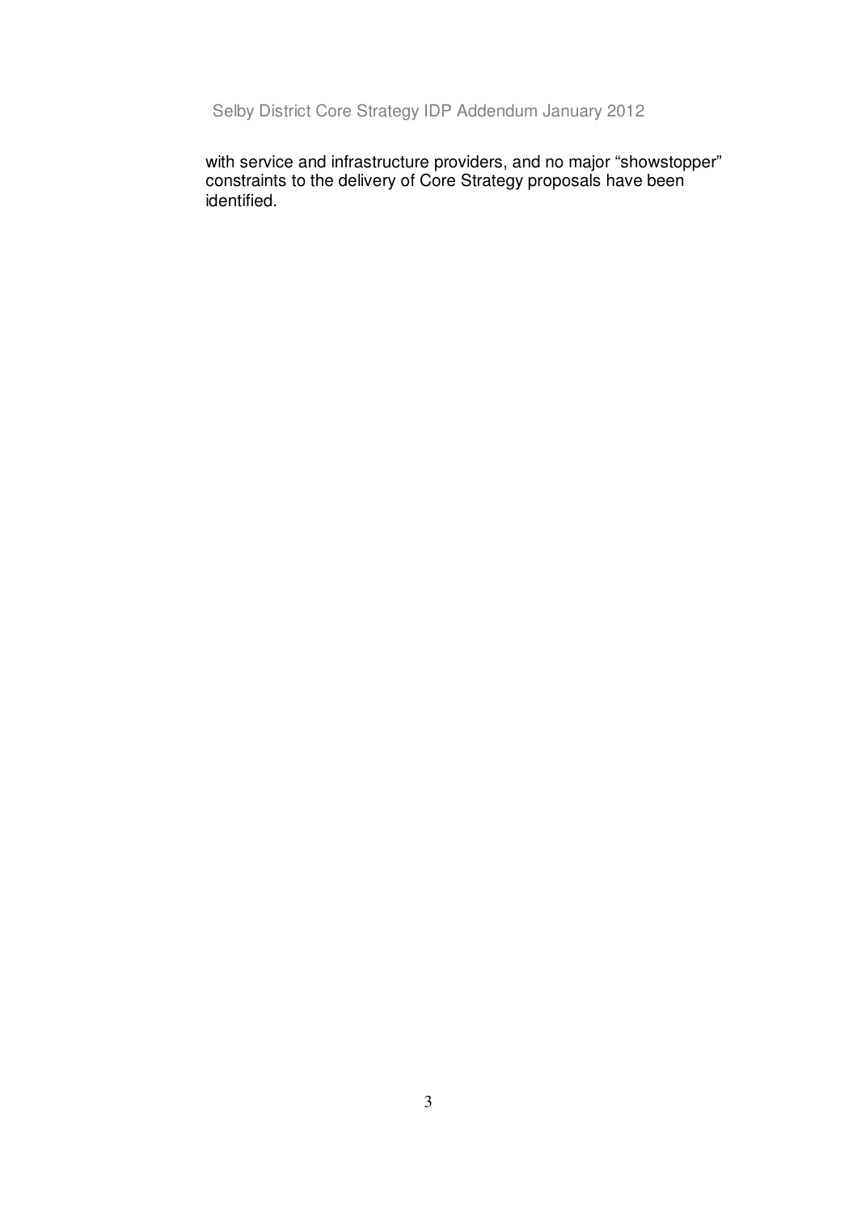with service and infrastructure providers, and no major "showstopper" constraints to the delivery of Core Strategy proposals have been identified.